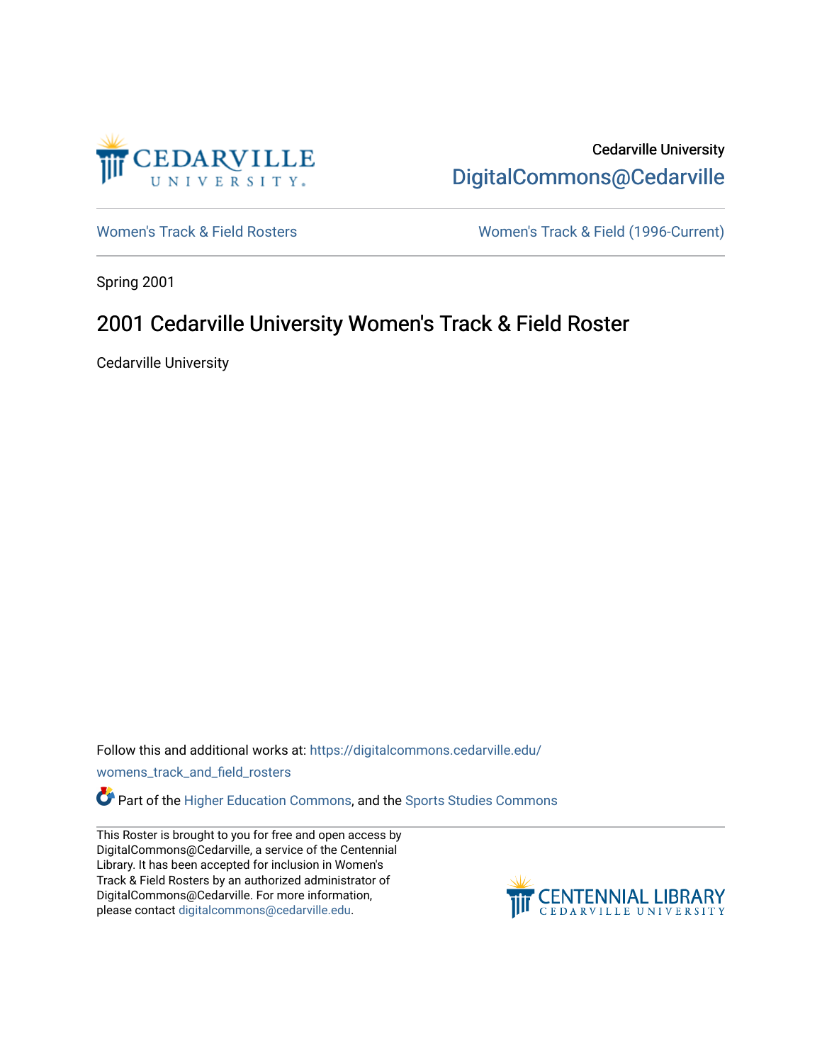Cedarville University

DigitalCommons@Cedarville

Women's Track & Field Rosters

Women's Track & Field (1996-Current)

Spring 2001

# 2001 Cedarville University Women's Track & Field Roster

Cedarville University

Follow this and additional works at: https://digitalcommons.cedarville.edu/womens_track_and_field_rosters

Part of the Higher Education Commons, and the Sports Studies Commons

This Roster is brought to you for free and open access by DigitalCommons@Cedarville, a service of the Centennial Library. It has been accepted for inclusion in Women's Track & Field Rosters by an authorized administrator of DigitalCommons@Cedarville. For more information, please contact digitalcommons@cedarville.edu.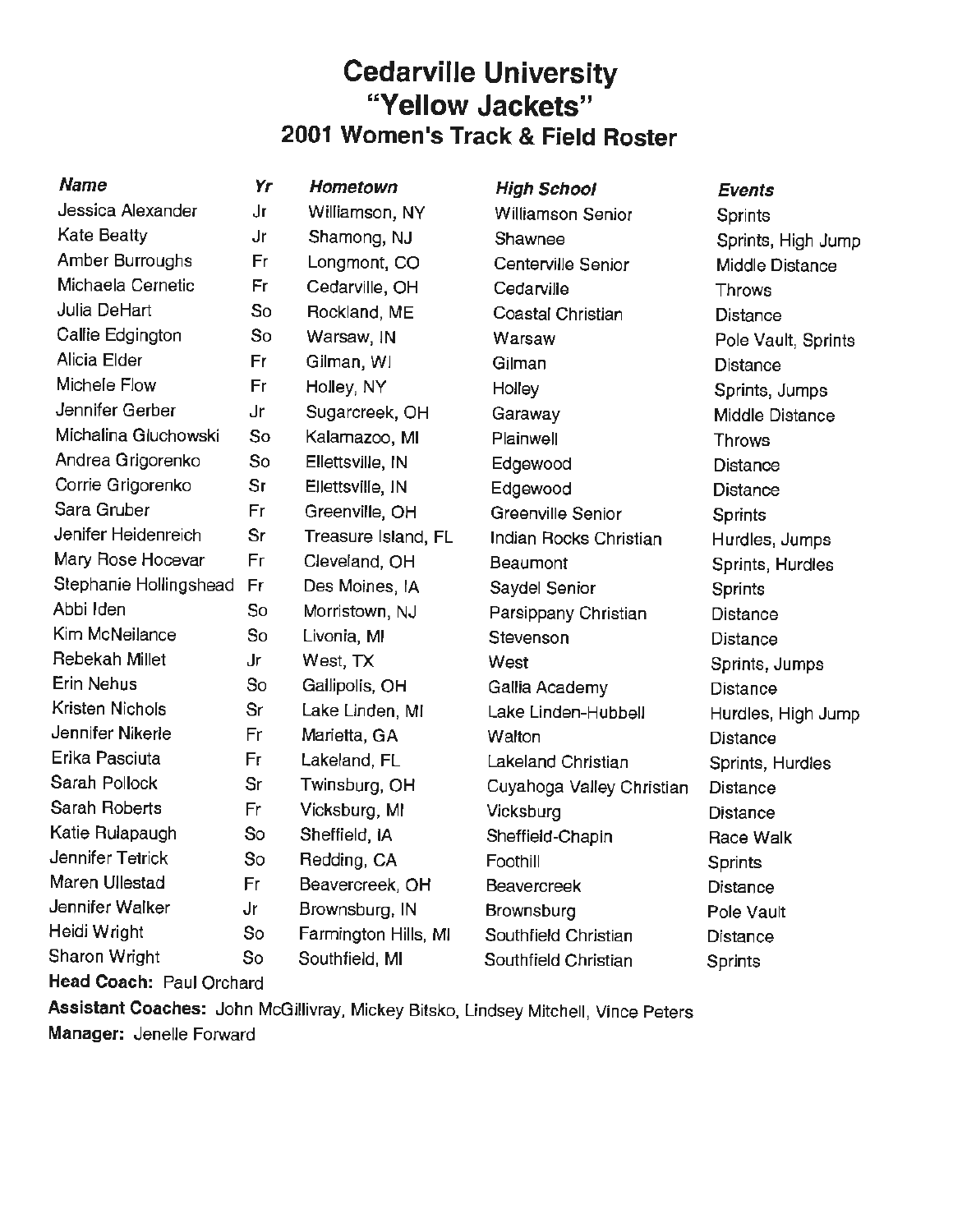# Cedarville University
# "Yellow Jackets"
## 2001 Women's Track & Field Roster

| *Name* | *Yr* | *Hometown* | *High School* | *Events* |
|---|---|---|---|---|
| Jessica Alexander | Jr | Williamson, NY | Williamson Senior | Sprints |
| Kate Beatty | Jr | Shamong, NJ | Shawnee | Sprints, High Jump |
| Amber Burroughs | Fr | Longmont, CO | Centerville Senior | Middle Distance |
| Michaela Cernetic | Fr | Cedarville, OH | Cedarville | Throws |
| Julia DeHart | So | Rockland, ME | Coastal Christian | Distance |
| Callie Edgington | So | Warsaw, IN | Warsaw | Pole Vault, Sprints |
| Alicia Elder | Fr | Gilman, WI | Gilman | Distance |
| Michele Flow | Fr | Holley, NY | Holley | Sprints, Jumps |
| Jennifer Gerber | Jr | Sugarcreek, OH | Garaway | Middle Distance |
| Michalina Gluchowski | So | Kalamazoo, MI | Plainwell | Throws |
| Andrea Grigorenko | So | Ellettsville, IN | Edgewood | Distance |
| Corrie Grigorenko | Sr | Ellettsville, IN | Edgewood | Distance |
| Sara Gruber | Fr | Greenville, OH | Greenville Senior | Sprints |
| Jenifer Heidenreich | Sr | Treasure Island, FL | Indian Rocks Christian | Hurdles, Jumps |
| Mary Rose Hocevar | Fr | Cleveland, OH | Beaumont | Sprints, Hurdles |
| Stephanie Hollingshead | Fr | Des Moines, IA | Saydel Senior | Sprints |
| Abbi Iden | So | Morristown, NJ | Parsippany Christian | Distance |
| Kim McNeilance | So | Livonia, MI | Stevenson | Distance |
| Rebekah Millet | Jr | West, TX | West | Sprints, Jumps |
| Erin Nehus | So | Gallipolis, OH | Gallia Academy | Distance |
| Kristen Nichols | Sr | Lake Linden, MI | Lake Linden-Hubbell | Hurdles, High Jump |
| Jennifer Nikerle | Fr | Marietta, GA | Walton | Distance |
| Erika Pasciuta | Fr | Lakeland, FL | Lakeland Christian | Sprints, Hurdles |
| Sarah Pollock | Sr | Twinsburg, OH | Cuyahoga Valley Christian | Distance |
| Sarah Roberts | Fr | Vicksburg, MI | Vicksburg | Distance |
| Katie Rulapaugh | So | Sheffield, IA | Sheffield-Chapin | Race Walk |
| Jennifer Tetrick | So | Redding, CA | Foothill | Sprints |
| Maren Ullestad | Fr | Beavercreek, OH | Beavercreek | Distance |
| Jennifer Walker | Jr | Brownsburg, IN | Brownsburg | Pole Vault |
| Heidi Wright | So | Farmington Hills, MI | Southfield Christian | Distance |
| Sharon Wright | So | Southfield, MI | Southfield Christian | Sprints |

**Head Coach:** Paul Orchard

**Assistant Coaches:** John McGillivray, Mickey Bitsko, Lindsey Mitchell, Vince Peters

**Manager:** Jenelle Forward